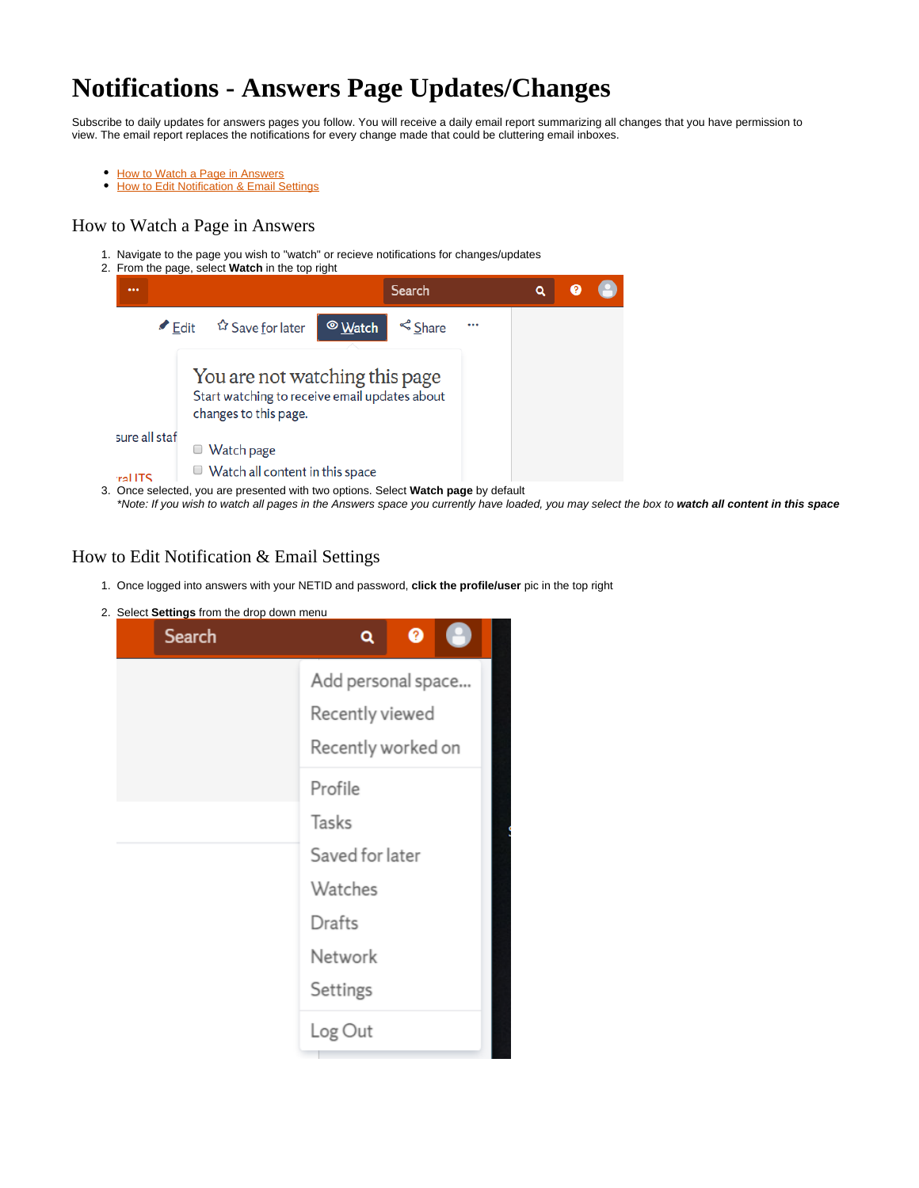# Notifications - Answers Page Updates/Changes

Subscribe to daily updates for answers pages you follow. You will receive a daily email report summarizing all changes that you have permission to view. The email report replaces the notifications for every change made that could be cluttering email inboxes.

- How to Watch a Page in Answers
- How to Edit Notification & Email Settings

## How to Watch a Page in Answers

1. Navigate to the page you wish to "watch" or recieve notifications for changes/updates
2. From the page, select **Watch** in the top right
3. Once selected, you are presented with two options. Select **Watch page** by default
   *Note: If you wish to watch all pages in the Answers space you currently have loaded, you may select the box to* ***watch all content in this space***

## How to Edit Notification & Email Settings

1. Once logged into answers with your NETID and password, **click the profile/user** pic in the top right
2. Select **Settings** from the drop down menu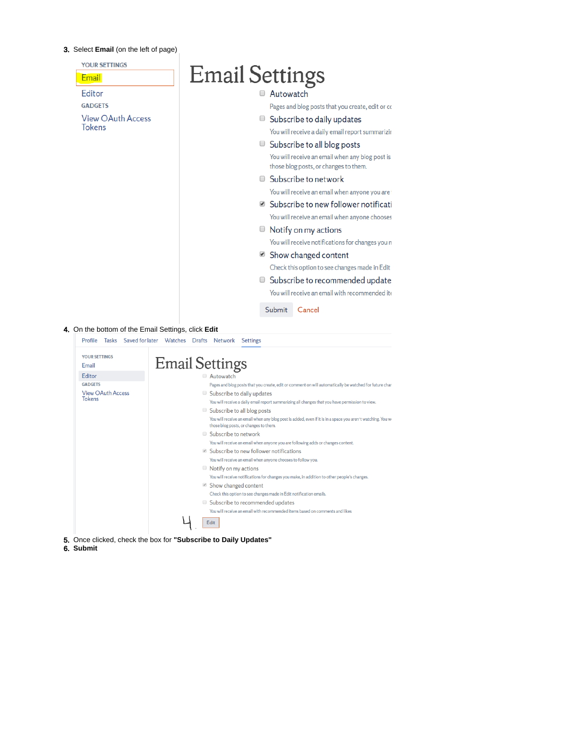3. Select **Email** (on the left of page)

YOUR SETTINGS

Email

Editor

GADGETS

View OAuth Access Tokens

# Email Settings

- Autowatch
  Pages and blog posts that you create, edit or cc
- Subscribe to daily updates
  You will receive a daily email report summarizir
- Subscribe to all blog posts
  You will receive an email when any blog post is those blog posts, or changes to them.
- Subscribe to network
  You will receive an email when anyone you are
- Subscribe to new follower notificati
  You will receive an email when anyone chooses
- Notify on my actions
  You will receive notifications for changes you n
- Show changed content
  Check this option to see changes made in Edit
- Subscribe to recommended update
  You will receive an email with recommended it

Submit Cancel

4. On the bottom of the Email Settings, click **Edit**

Profile Tasks Saved for later Watches Drafts Network Settings

YOUR SETTINGS

Email

Editor

GADGETS

View OAuth Access Tokens

# Email Settings

- Autowatch
  Pages and blog posts that you create, edit or comment on will automatically be watched for future char
- Subscribe to daily updates
  You will receive a daily email report summarizing all changes that you have permission to view.
- Subscribe to all blog posts
  You will receive an email when any blog post is added, even if it is in a space you aren't watching. You w those blog posts, or changes to them.
- Subscribe to network
  You will receive an email when anyone you are following adds or changes content.
- Subscribe to new follower notifications
  You will receive an email when anyone chooses to follow you.
- Notify on my actions
  You will receive notifications for changes you make, in addition to other people's changes.
- Show changed content
  Check this option to see changes made in Edit notification emails.
- Subscribe to recommended updates
  You will receive an email with recommended items based on comments and likes

4. Edit

5. Once clicked, check the box for **"Subscribe to Daily Updates"**
6. **Submit**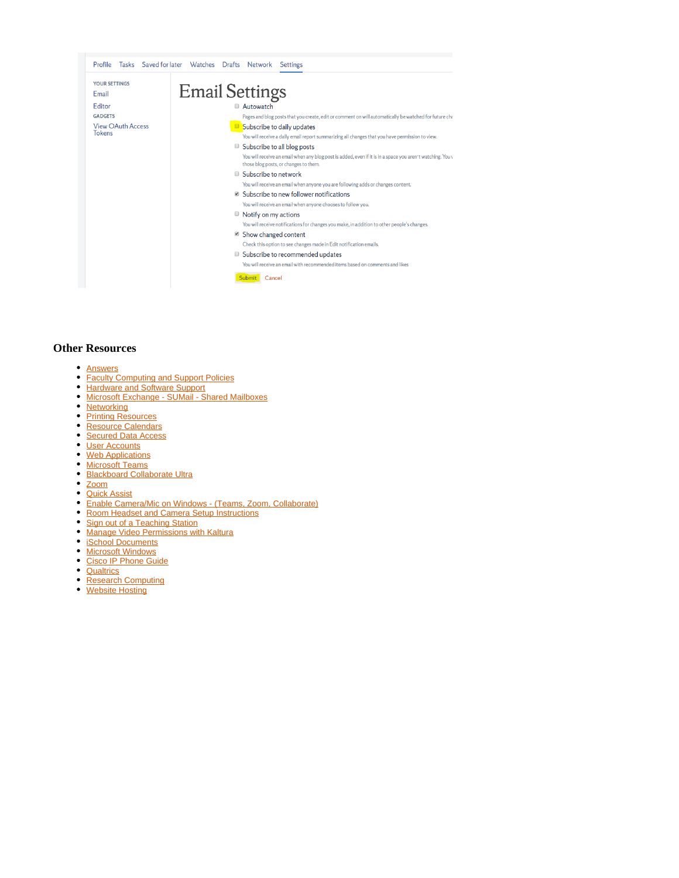Profile Tasks Saved for later Watches Drafts Network Settings

YOUR SETTINGS
Email
Editor
GADGETS
View OAuth Access Tokens

# Email Settings

- Autowatch
  Pages and blog posts that you create, edit or comment on will automatically be watched for future cha
- Subscribe to daily updates
  You will receive a daily email report summarizing all changes that you have permission to view.
- Subscribe to all blog posts
  You will receive an email when any blog post is added, even if it is in a space you aren't watching. You w those blog posts, or changes to them.
- Subscribe to network
  You will receive an email when anyone you are following adds or changes content.
- Subscribe to new follower notifications
  You will receive an email when anyone chooses to follow you.
- Notify on my actions
  You will receive notifications for changes you make, in addition to other people's changes.
- Show changed content
  Check this option to see changes made in Edit notification emails.
- Subscribe to recommended updates
  You will receive an email with recommended items based on comments and likes

Submit Cancel

## Other Resources

- Answers
- Faculty Computing and Support Policies
- Hardware and Software Support
- Microsoft Exchange - SUMail - Shared Mailboxes
- Networking
- Printing Resources
- Resource Calendars
- Secured Data Access
- User Accounts
- Web Applications
- Microsoft Teams
- Blackboard Collaborate Ultra
- Zoom
- Quick Assist
- Enable Camera/Mic on Windows - (Teams, Zoom, Collaborate)
- Room Headset and Camera Setup Instructions
- Sign out of a Teaching Station
- Manage Video Permissions with Kaltura
- iSchool Documents
- Microsoft Windows
- Cisco IP Phone Guide
- Qualtrics
- Research Computing
- Website Hosting